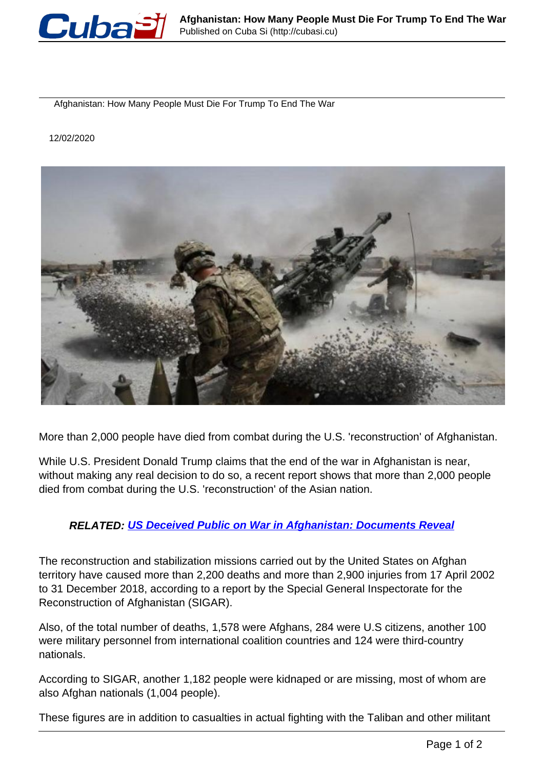Afghanistan: How Many People Must Die For Trump To End The War

12/02/2020

More than 2,000 people have died from combat during the U.S. 'reconstruction' of Afghanistan.

While U.S. President Donald Trump claims that the end of the war in Afghanistan is near, without making any real decision to do so, a recent report shows that more than 2,000 people died from combat during the U.S. 'reconstruction' of the Asian nation.

***RELATED: US Deceived Public on War in Afghanistan: Documents Reveal***

The reconstruction and stabilization missions carried out by the United States on Afghan territory have caused more than 2,200 deaths and more than 2,900 injuries from 17 April 2002 to 31 December 2018, according to a report by the Special General Inspectorate for the Reconstruction of Afghanistan (SIGAR).

Also, of the total number of deaths, 1,578 were Afghans, 284 were U.S citizens, another 100 were military personnel from international coalition countries and 124 were third-country nationals.

According to SIGAR, another 1,182 people were kidnaped or are missing, most of whom are also Afghan nationals (1,004 people).

These figures are in addition to casualties in actual fighting with the Taliban and other militant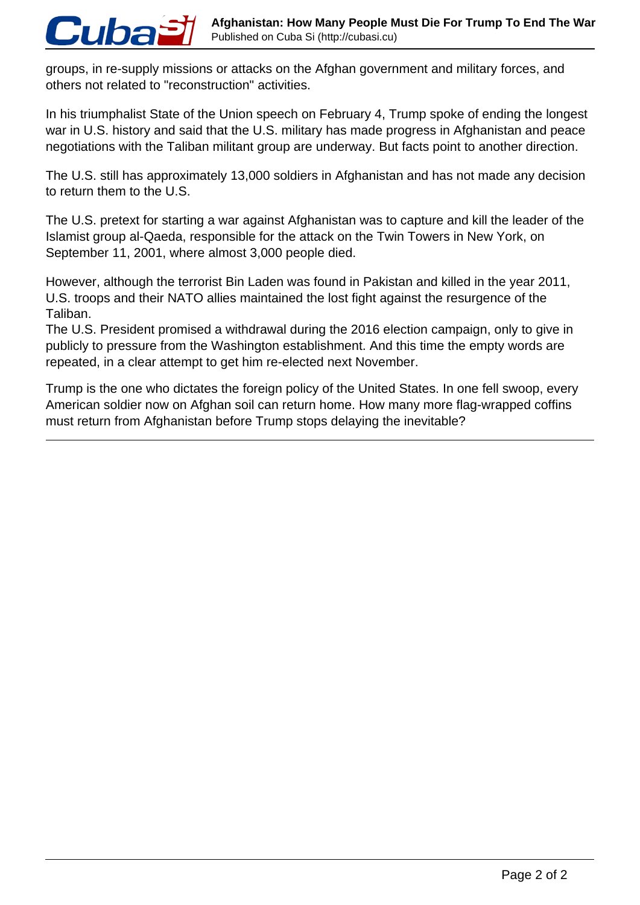groups, in re-supply missions or attacks on the Afghan government and military forces, and others not related to "reconstruction" activities.

In his triumphalist State of the Union speech on February 4, Trump spoke of ending the longest war in U.S. history and said that the U.S. military has made progress in Afghanistan and peace negotiations with the Taliban militant group are underway. But facts point to another direction.

The U.S. still has approximately 13,000 soldiers in Afghanistan and has not made any decision to return them to the U.S.

The U.S. pretext for starting a war against Afghanistan was to capture and kill the leader of the Islamist group al-Qaeda, responsible for the attack on the Twin Towers in New York, on September 11, 2001, where almost 3,000 people died.

However, although the terrorist Bin Laden was found in Pakistan and killed in the year 2011, U.S. troops and their NATO allies maintained the lost fight against the resurgence of the Taliban.
The U.S. President promised a withdrawal during the 2016 election campaign, only to give in publicly to pressure from the Washington establishment. And this time the empty words are repeated, in a clear attempt to get him re-elected next November.

Trump is the one who dictates the foreign policy of the United States. In one fell swoop, every American soldier now on Afghan soil can return home. How many more flag-wrapped coffins must return from Afghanistan before Trump stops delaying the inevitable?